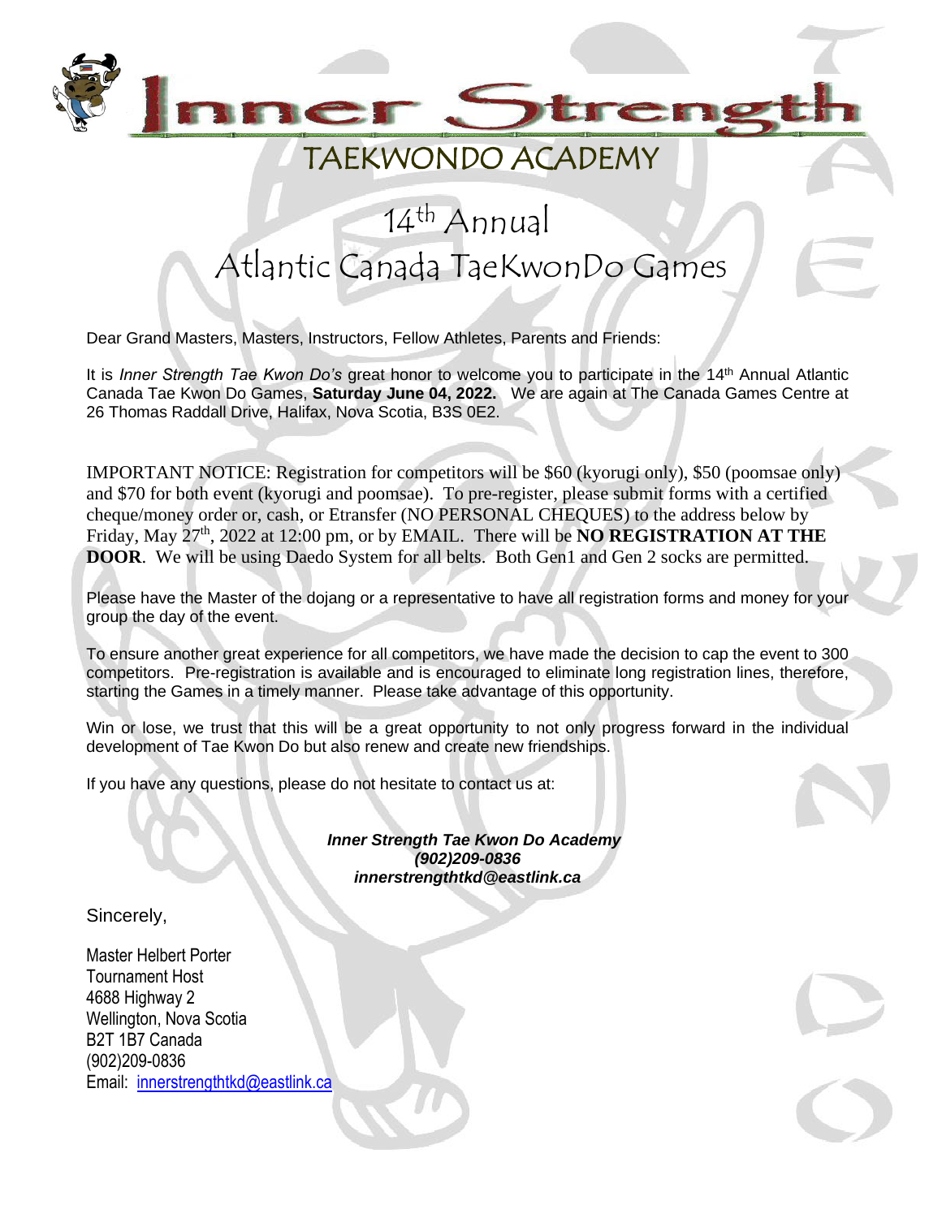# Inner Strength

## TAEKWONDO ACADEMY

# 14th Annual
# Atlantic Canada TaeKwonDo Games

Dear Grand Masters, Masters, Instructors, Fellow Athletes, Parents and Friends:

It is *Inner Strength Tae Kwon Do's* great honor to welcome you to participate in the 14th Annual Atlantic Canada Tae Kwon Do Games, **Saturday June 04, 2022.** We are again at The Canada Games Centre at 26 Thomas Raddall Drive, Halifax, Nova Scotia, B3S 0E2.

IMPORTANT NOTICE: Registration for competitors will be $60 (kyorugi only), $50 (poomsae only) and $70 for both event (kyorugi and poomsae). To pre-register, please submit forms with a certified cheque/money order or, cash, or Etransfer (NO PERSONAL CHEQUES) to the address below by Friday, May 27th, 2022 at 12:00 pm, or by EMAIL. There will be **NO REGISTRATION AT THE DOOR**. We will be using Daedo System for all belts. Both Gen1 and Gen 2 socks are permitted.

Please have the Master of the dojang or a representative to have all registration forms and money for your group the day of the event.

To ensure another great experience for all competitors, we have made the decision to cap the event to 300 competitors. Pre-registration is available and is encouraged to eliminate long registration lines, therefore, starting the Games in a timely manner. Please take advantage of this opportunity.

Win or lose, we trust that this will be a great opportunity to not only progress forward in the individual development of Tae Kwon Do but also renew and create new friendships.

If you have any questions, please do not hesitate to contact us at:

***Inner Strength Tae Kwon Do Academy***
***(902)209-0836***
***innerstrengthtkd@eastlink.ca***

Sincerely,

Master Helbert Porter
Tournament Host
4688 Highway 2
Wellington, Nova Scotia
B2T 1B7 Canada
(902)209-0836
Email: innerstrengthtkd@eastlink.ca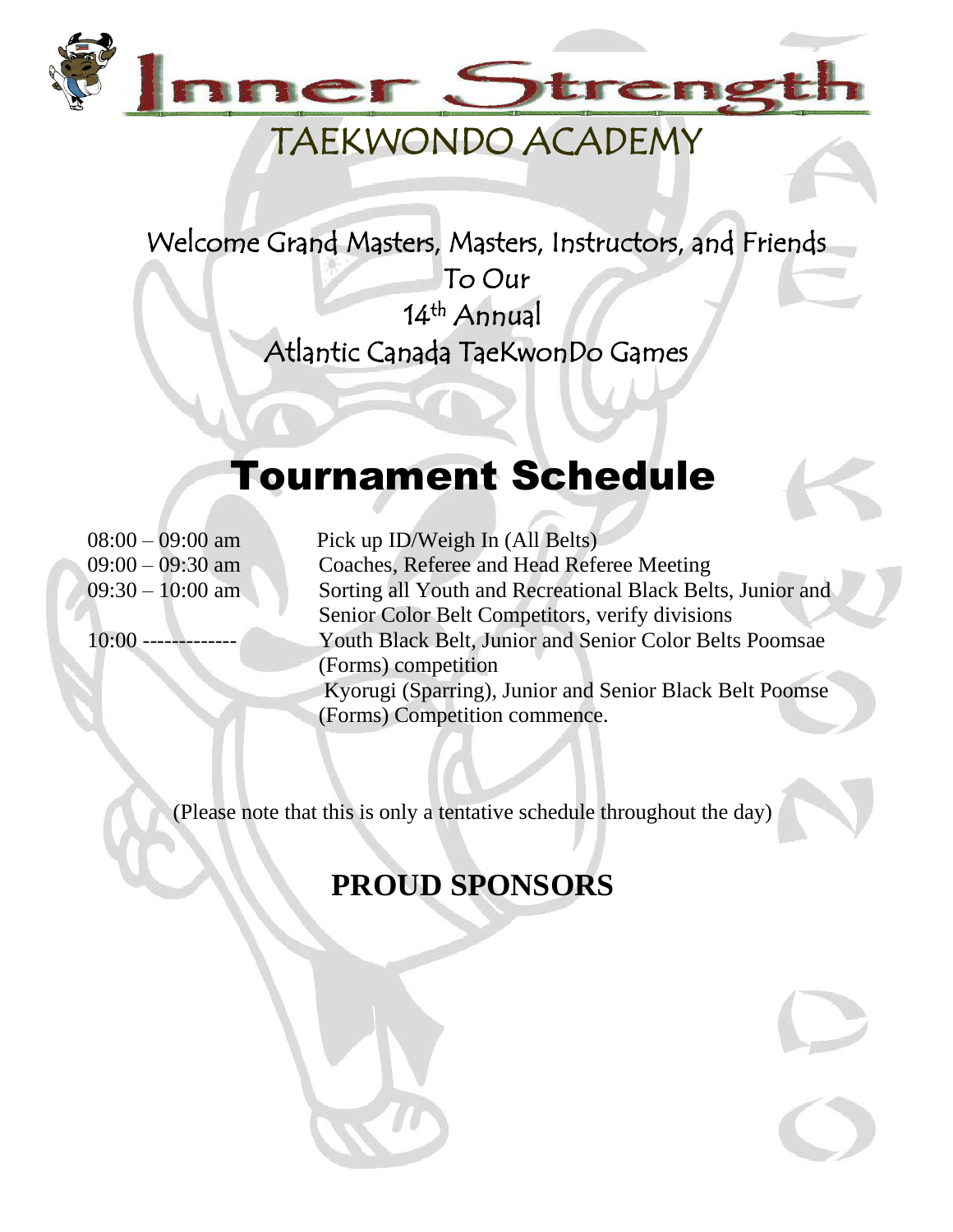# Inner Strength

## TAEKWONDO ACADEMY

Welcome Grand Masters, Masters, Instructors, and Friends
To Our
14th Annual
Atlantic Canada TaeKwonDo Games

# Tournament Schedule

| | |
|---|---|
| 08:00 – 09:00 am | Pick up ID/Weigh In (All Belts) |
| 09:00 – 09:30 am | Coaches, Referee and Head Referee Meeting |
| 09:30 – 10:00 am | Sorting all Youth and Recreational Black Belts, Junior and Senior Color Belt Competitors, verify divisions |
| 10:00 ------------- | Youth Black Belt, Junior and Senior Color Belts Poomsae (Forms) competition<br>Kyorugi (Sparring), Junior and Senior Black Belt Poomse (Forms) Competition commence. |

(Please note that this is only a tentative schedule throughout the day)

## PROUD SPONSORS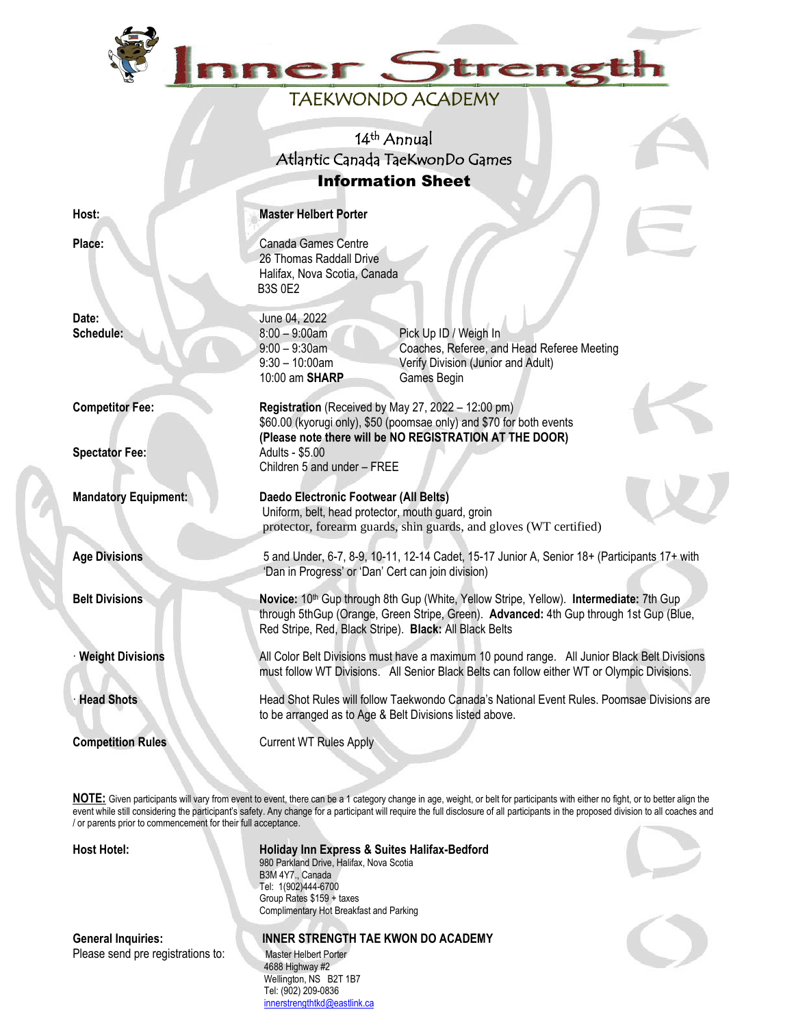# Inner Strength

## TAEKWONDO ACADEMY

### 14th Annual Atlantic Canada TaeKwonDo Games

### Information Sheet

**Host:** **Master Helbert Porter**

**Place:** Canada Games Centre
26 Thomas Raddall Drive
Halifax, Nova Scotia, Canada
B3S 0E2

**Date:** June 04, 2022

**Schedule:**

| Time | Activity |
|---|---|
| 8:00 – 9:00am | Pick Up ID / Weigh In |
| 9:00 – 9:30am | Coaches, Referee, and Head Referee Meeting |
| 9:30 – 10:00am | Verify Division (Junior and Adult) |
| 10:00 am **SHARP** | Games Begin |

**Competitor Fee:** **Registration** (Received by May 27, 2022 – 12:00 pm)
$60.00 (kyorugi only), $50 (poomsae only) and $70 for both events
**(Please note there will be NO REGISTRATION AT THE DOOR)**

**Spectator Fee:** Adults - $5.00
Children 5 and under – FREE

**Mandatory Equipment:** **Daedo Electronic Footwear (All Belts)**
Uniform, belt, head protector, mouth guard, groin protector, forearm guards, shin guards, and gloves (WT certified)

**Age Divisions** 5 and Under, 6-7, 8-9, 10-11, 12-14 Cadet, 15-17 Junior A, Senior 18+ (Participants 17+ with 'Dan in Progress' or 'Dan' Cert can join division)

**Belt Divisions** **Novice:** 10th Gup through 8th Gup (White, Yellow Stripe, Yellow). **Intermediate:** 7th Gup through 5thGup (Orange, Green Stripe, Green). **Advanced:** 4th Gup through 1st Gup (Blue, Red Stripe, Red, Black Stripe). **Black:** All Black Belts

· **Weight Divisions** All Color Belt Divisions must have a maximum 10 pound range. All Junior Black Belt Divisions must follow WT Divisions. All Senior Black Belts can follow either WT or Olympic Divisions.

· **Head Shots** Head Shot Rules will follow Taekwondo Canada's National Event Rules. Poomsae Divisions are to be arranged as to Age & Belt Divisions listed above.

**Competition Rules** Current WT Rules Apply

**NOTE:** Given participants will vary from event to event, there can be a 1 category change in age, weight, or belt for participants with either no fight, or to better align the event while still considering the participant's safety. Any change for a participant will require the full disclosure of all participants in the proposed division to all coaches and / or parents prior to commencement for their full acceptance.

**Host Hotel:** **Holiday Inn Express & Suites Halifax-Bedford**
980 Parkland Drive, Halifax, Nova Scotia
B3M 4Y7., Canada
Tel: 1(902)444-6700
Group Rates $159 + taxes
Complimentary Hot Breakfast and Parking

**General Inquiries:**
Please send pre registrations to:

**INNER STRENGTH TAE KWON DO ACADEMY**
Master Helbert Porter
4688 Highway #2
Wellington, NS B2T 1B7
Tel: (902) 209-0836
innerstrengthtkd@eastlink.ca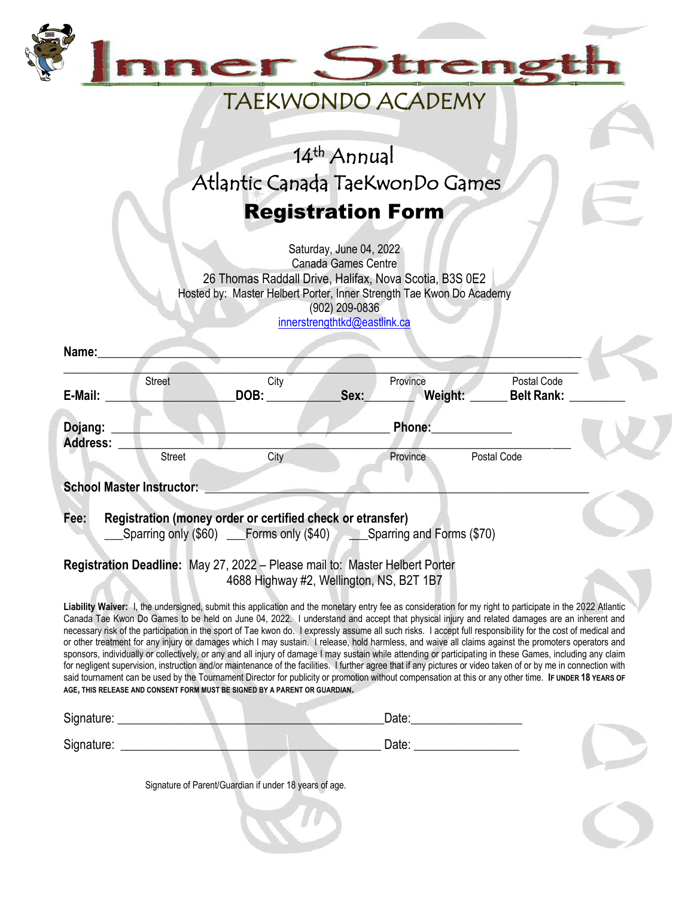# Inner Strength

## TAEKWONDO ACADEMY

## 14th Annual
## Atlantic Canada TaeKwonDo Games
# Registration Form

Saturday, June 04, 2022
Canada Games Centre
26 Thomas Raddall Drive, Halifax, Nova Scotia, B3S 0E2
Hosted by: Master Helbert Porter, Inner Strength Tae Kwon Do Academy
(902) 209-0836
innerstrengthtkd@eastlink.ca

**Name:** ________________________________________________________________________

________________________________________________________________________
Street City Province Postal Code

**E-Mail:** ____________________ **DOB:** ___________ **Sex:** _______ **Weight:** ______ **Belt Rank:** _________

**Dojang:** __________________________________________ **Phone:** ____________

**Address:** ________________________________________________________________
Street City Province Postal Code

**School Master Instructor:** ____________________________________________________

**Fee: Registration (money order or certified check or etransfer)**
___Sparring only ($60) ___Forms only ($40) ___Sparring and Forms ($70)

**Registration Deadline:** May 27, 2022 – Please mail to: Master Helbert Porter
4688 Highway #2, Wellington, NS, B2T 1B7

**Liability Waiver:** I, the undersigned, submit this application and the monetary entry fee as consideration for my right to participate in the 2022 Atlantic Canada Tae Kwon Do Games to be held on June 04, 2022. I understand and accept that physical injury and related damages are an inherent and necessary risk of the participation in the sport of Tae kwon do. I expressly assume all such risks. I accept full responsibility for the cost of medical and or other treatment for any injury or damages which I may sustain. I release, hold harmless, and waive all claims against the promoters operators and sponsors, individually or collectively, or any and all injury of damage I may sustain while attending or participating in these Games, including any claim for negligent supervision, instruction and/or maintenance of the facilities. I further agree that if any pictures or video taken of or by me in connection with said tournament can be used by the Tournament Director for publicity or promotion without compensation at this or any other time. **IF UNDER 18 YEARS OF AGE, THIS RELEASE AND CONSENT FORM MUST BE SIGNED BY A PARENT OR GUARDIAN.**

Signature: __________________________________________ Date: ________________

Signature: __________________________________________ Date: ________________

Signature of Parent/Guardian if under 18 years of age.